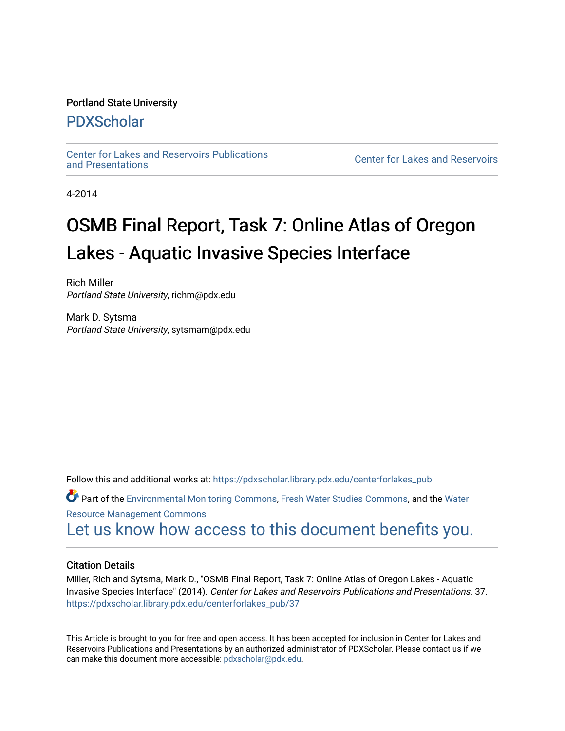Portland State University

## PDXScholar

Center for Lakes and Reservoirs Publications and Presentations

Center for Lakes and Reservoirs

4-2014

# OSMB Final Report, Task 7: Online Atlas of Oregon Lakes - Aquatic Invasive Species Interface

Rich Miller
*Portland State University*, richm@pdx.edu

Mark D. Sytsma
*Portland State University*, sytsmam@pdx.edu

Follow this and additional works at: https://pdxscholar.library.pdx.edu/centerforlakes_pub

Part of the Environmental Monitoring Commons, Fresh Water Studies Commons, and the Water Resource Management Commons

Let us know how access to this document benefits you.

### Citation Details

Miller, Rich and Sytsma, Mark D., "OSMB Final Report, Task 7: Online Atlas of Oregon Lakes - Aquatic Invasive Species Interface" (2014). *Center for Lakes and Reservoirs Publications and Presentations*. 37.
https://pdxscholar.library.pdx.edu/centerforlakes_pub/37

This Article is brought to you for free and open access. It has been accepted for inclusion in Center for Lakes and Reservoirs Publications and Presentations by an authorized administrator of PDXScholar. Please contact us if we can make this document more accessible: pdxscholar@pdx.edu.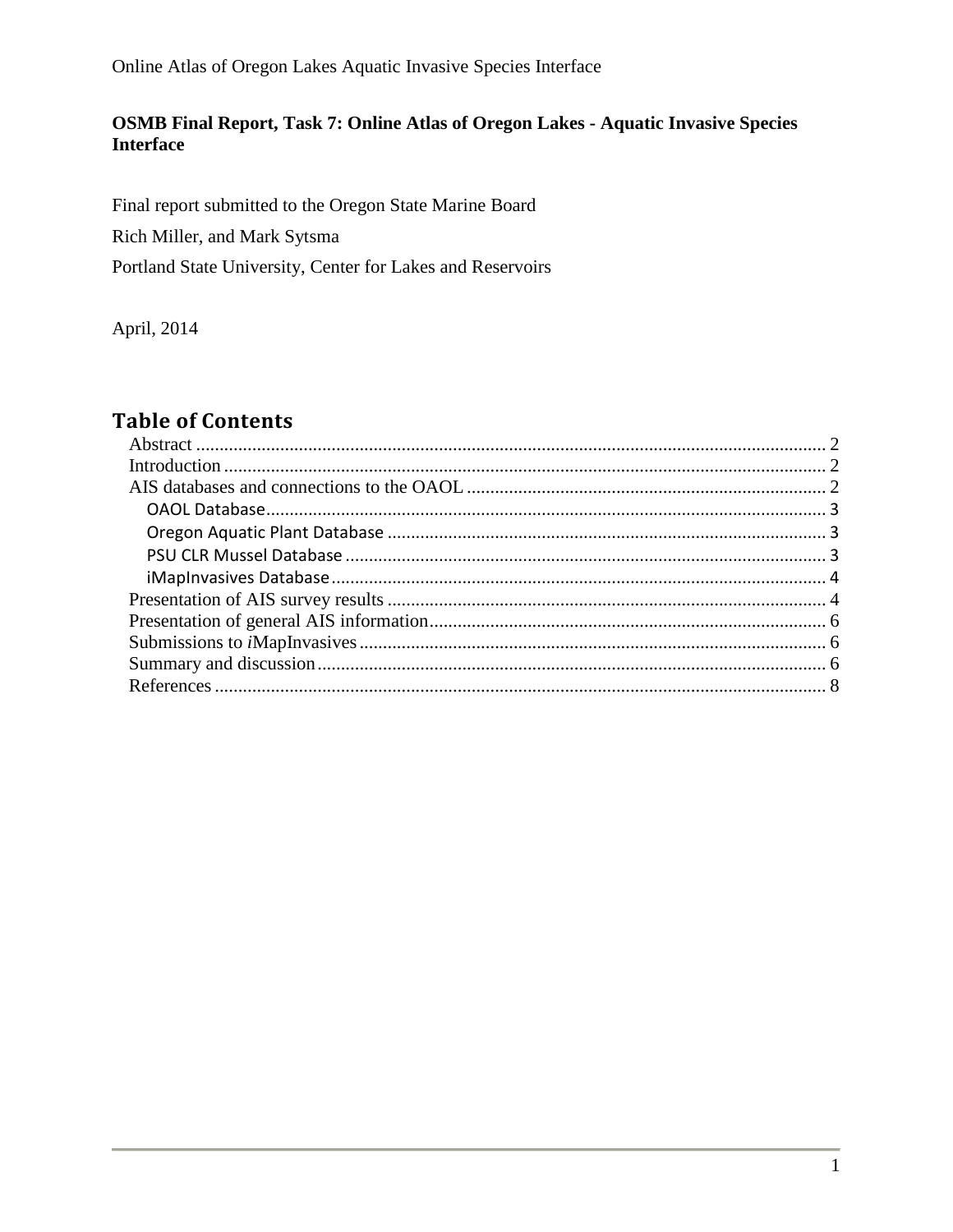**OSMB Final Report, Task 7: Online Atlas of Oregon Lakes - Aquatic Invasive Species Interface**

Final report submitted to the Oregon State Marine Board

Rich Miller, and Mark Sytsma

Portland State University, Center for Lakes and Reservoirs

April, 2014

# Table of Contents

- Abstract ..... 2
- Introduction ..... 2
- AIS databases and connections to the OAOL ..... 2
  - OAOL Database ..... 3
  - Oregon Aquatic Plant Database ..... 3
  - PSU CLR Mussel Database ..... 3
  - iMapInvasives Database ..... 4
- Presentation of AIS survey results ..... 4
- Presentation of general AIS information ..... 6
- Submissions to *i*MapInvasives ..... 6
- Summary and discussion ..... 6
- References ..... 8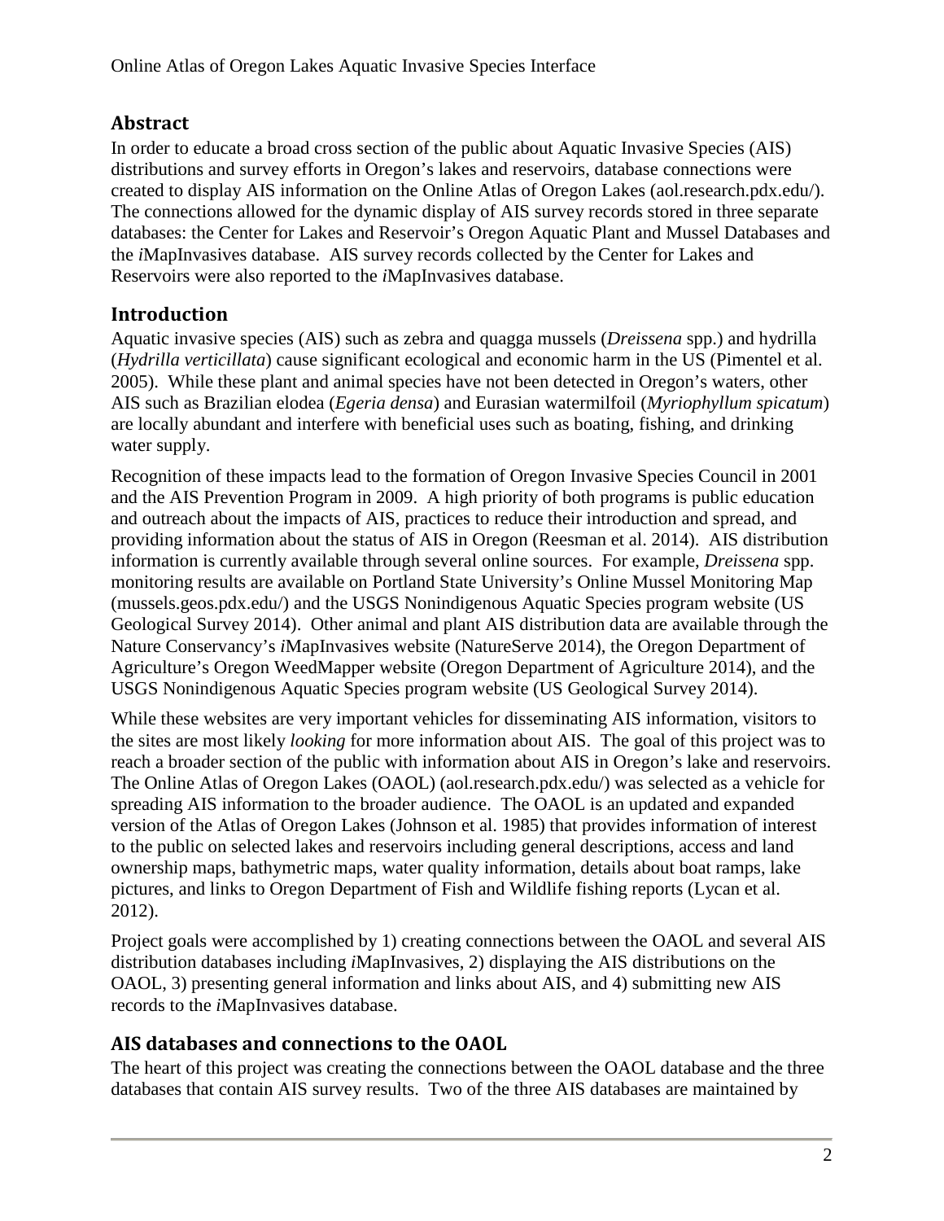## Abstract

In order to educate a broad cross section of the public about Aquatic Invasive Species (AIS) distributions and survey efforts in Oregon's lakes and reservoirs, database connections were created to display AIS information on the Online Atlas of Oregon Lakes (aol.research.pdx.edu/). The connections allowed for the dynamic display of AIS survey records stored in three separate databases: the Center for Lakes and Reservoir's Oregon Aquatic Plant and Mussel Databases and the *i*MapInvasives database. AIS survey records collected by the Center for Lakes and Reservoirs were also reported to the *i*MapInvasives database.

## Introduction

Aquatic invasive species (AIS) such as zebra and quagga mussels (*Dreissena* spp.) and hydrilla (*Hydrilla verticillata*) cause significant ecological and economic harm in the US (Pimentel et al. 2005). While these plant and animal species have not been detected in Oregon's waters, other AIS such as Brazilian elodea (*Egeria densa*) and Eurasian watermilfoil (*Myriophyllum spicatum*) are locally abundant and interfere with beneficial uses such as boating, fishing, and drinking water supply.

Recognition of these impacts lead to the formation of Oregon Invasive Species Council in 2001 and the AIS Prevention Program in 2009. A high priority of both programs is public education and outreach about the impacts of AIS, practices to reduce their introduction and spread, and providing information about the status of AIS in Oregon (Reesman et al. 2014). AIS distribution information is currently available through several online sources. For example, *Dreissena* spp. monitoring results are available on Portland State University's Online Mussel Monitoring Map (mussels.geos.pdx.edu/) and the USGS Nonindigenous Aquatic Species program website (US Geological Survey 2014). Other animal and plant AIS distribution data are available through the Nature Conservancy's *i*MapInvasives website (NatureServe 2014), the Oregon Department of Agriculture's Oregon WeedMapper website (Oregon Department of Agriculture 2014), and the USGS Nonindigenous Aquatic Species program website (US Geological Survey 2014).

While these websites are very important vehicles for disseminating AIS information, visitors to the sites are most likely *looking* for more information about AIS. The goal of this project was to reach a broader section of the public with information about AIS in Oregon's lake and reservoirs. The Online Atlas of Oregon Lakes (OAOL) (aol.research.pdx.edu/) was selected as a vehicle for spreading AIS information to the broader audience. The OAOL is an updated and expanded version of the Atlas of Oregon Lakes (Johnson et al. 1985) that provides information of interest to the public on selected lakes and reservoirs including general descriptions, access and land ownership maps, bathymetric maps, water quality information, details about boat ramps, lake pictures, and links to Oregon Department of Fish and Wildlife fishing reports (Lycan et al. 2012).

Project goals were accomplished by 1) creating connections between the OAOL and several AIS distribution databases including *i*MapInvasives, 2) displaying the AIS distributions on the OAOL, 3) presenting general information and links about AIS, and 4) submitting new AIS records to the *i*MapInvasives database.

## AIS databases and connections to the OAOL

The heart of this project was creating the connections between the OAOL database and the three databases that contain AIS survey results. Two of the three AIS databases are maintained by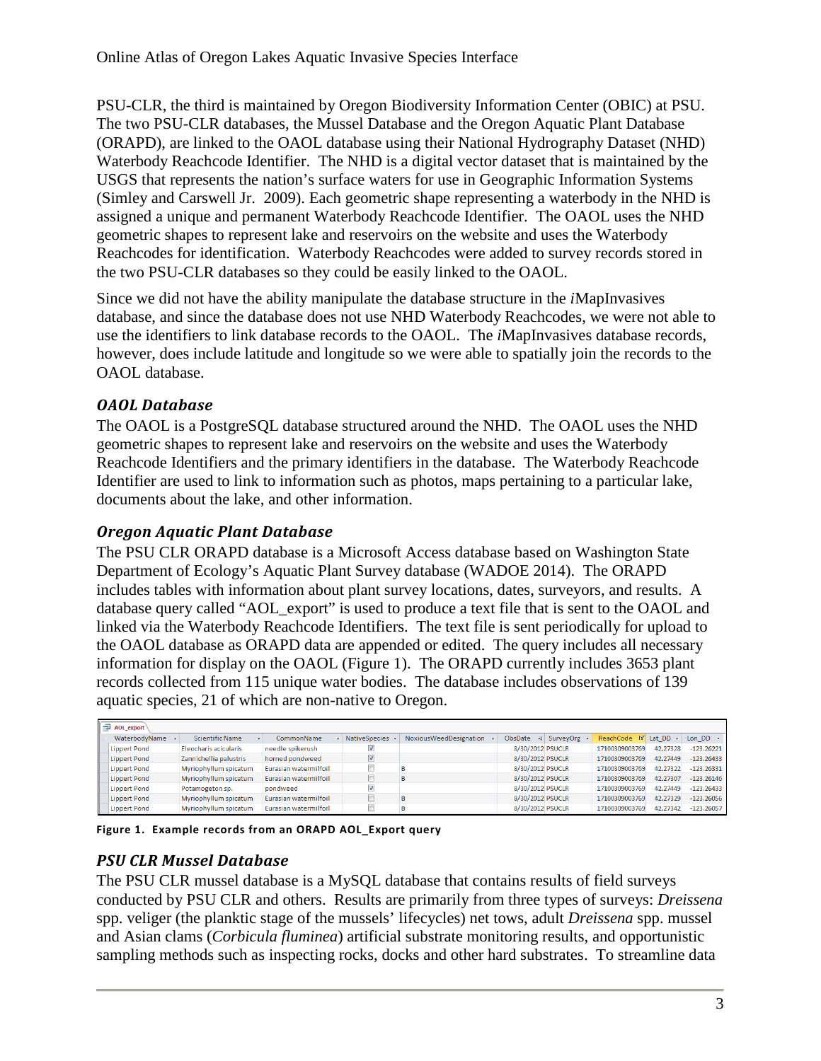PSU-CLR, the third is maintained by Oregon Biodiversity Information Center (OBIC) at PSU. The two PSU-CLR databases, the Mussel Database and the Oregon Aquatic Plant Database (ORAPD), are linked to the OAOL database using their National Hydrography Dataset (NHD) Waterbody Reachcode Identifier. The NHD is a digital vector dataset that is maintained by the USGS that represents the nation's surface waters for use in Geographic Information Systems (Simley and Carswell Jr. 2009). Each geometric shape representing a waterbody in the NHD is assigned a unique and permanent Waterbody Reachcode Identifier. The OAOL uses the NHD geometric shapes to represent lake and reservoirs on the website and uses the Waterbody Reachcodes for identification. Waterbody Reachcodes were added to survey records stored in the two PSU-CLR databases so they could be easily linked to the OAOL.

Since we did not have the ability manipulate the database structure in the *i*MapInvasives database, and since the database does not use NHD Waterbody Reachcodes, we were not able to use the identifiers to link database records to the OAOL. The *i*MapInvasives database records, however, does include latitude and longitude so we were able to spatially join the records to the OAOL database.

### *OAOL Database*

The OAOL is a PostgreSQL database structured around the NHD. The OAOL uses the NHD geometric shapes to represent lake and reservoirs on the website and uses the Waterbody Reachcode Identifiers and the primary identifiers in the database. The Waterbody Reachcode Identifier are used to link to information such as photos, maps pertaining to a particular lake, documents about the lake, and other information.

### *Oregon Aquatic Plant Database*

The PSU CLR ORAPD database is a Microsoft Access database based on Washington State Department of Ecology's Aquatic Plant Survey database (WADOE 2014). The ORAPD includes tables with information about plant survey locations, dates, surveyors, and results. A database query called "AOL_export" is used to produce a text file that is sent to the OAOL and linked via the Waterbody Reachcode Identifiers. The text file is sent periodically for upload to the OAOL database as ORAPD data are appended or edited. The query includes all necessary information for display on the OAOL (Figure 1). The ORAPD currently includes 3653 plant records collected from 115 unique water bodies. The database includes observations of 139 aquatic species, 21 of which are non-native to Oregon.

AOL_export

| WaterbodyName | Scientific Name | CommonName | NativeSpecies | NoxiousWeedDesignation | ObsDate | SurveyOrg | ReachCode | Lat_DD | Lon_DD |
|---|---|---|---|---|---|---|---|---|---|
| Lippert Pond | Eleocharis acicularis | needle spikerush | ☑ | | 8/30/2012 | PSUCLR | 17100309003769 | 42.27328 | -123.26221 |
| Lippert Pond | Zannichellia palustris | horned pondweed | ☑ | | 8/30/2012 | PSUCLR | 17100309003769 | 42.27449 | -123.26433 |
| Lippert Pond | Myriophyllum spicatum | Eurasian watermilfoil | ☐ | B | 8/30/2012 | PSUCLR | 17100309003769 | 42.27322 | -123.26331 |
| Lippert Pond | Myriophyllum spicatum | Eurasian watermilfoil | ☐ | B | 8/30/2012 | PSUCLR | 17100309003769 | 42.27307 | -123.26146 |
| Lippert Pond | Potamogeton sp. | pondweed | ☑ | | 8/30/2012 | PSUCLR | 17100309003769 | 42.27449 | -123.26433 |
| Lippert Pond | Myriophyllum spicatum | Eurasian watermilfoil | ☐ | B | 8/30/2012 | PSUCLR | 17100309003769 | 42.27329 | -123.26056 |
| Lippert Pond | Myriophyllum spicatum | Eurasian watermilfoil | ☐ | B | 8/30/2012 | PSUCLR | 17100309003769 | 42.27342 | -123.26057 |

**Figure 1. Example records from an ORAPD AOL_Export query**

### *PSU CLR Mussel Database*

The PSU CLR mussel database is a MySQL database that contains results of field surveys conducted by PSU CLR and others. Results are primarily from three types of surveys: *Dreissena* spp. veliger (the planktic stage of the mussels' lifecycles) net tows, adult *Dreissena* spp. mussel and Asian clams (*Corbicula fluminea*) artificial substrate monitoring results, and opportunistic sampling methods such as inspecting rocks, docks and other hard substrates. To streamline data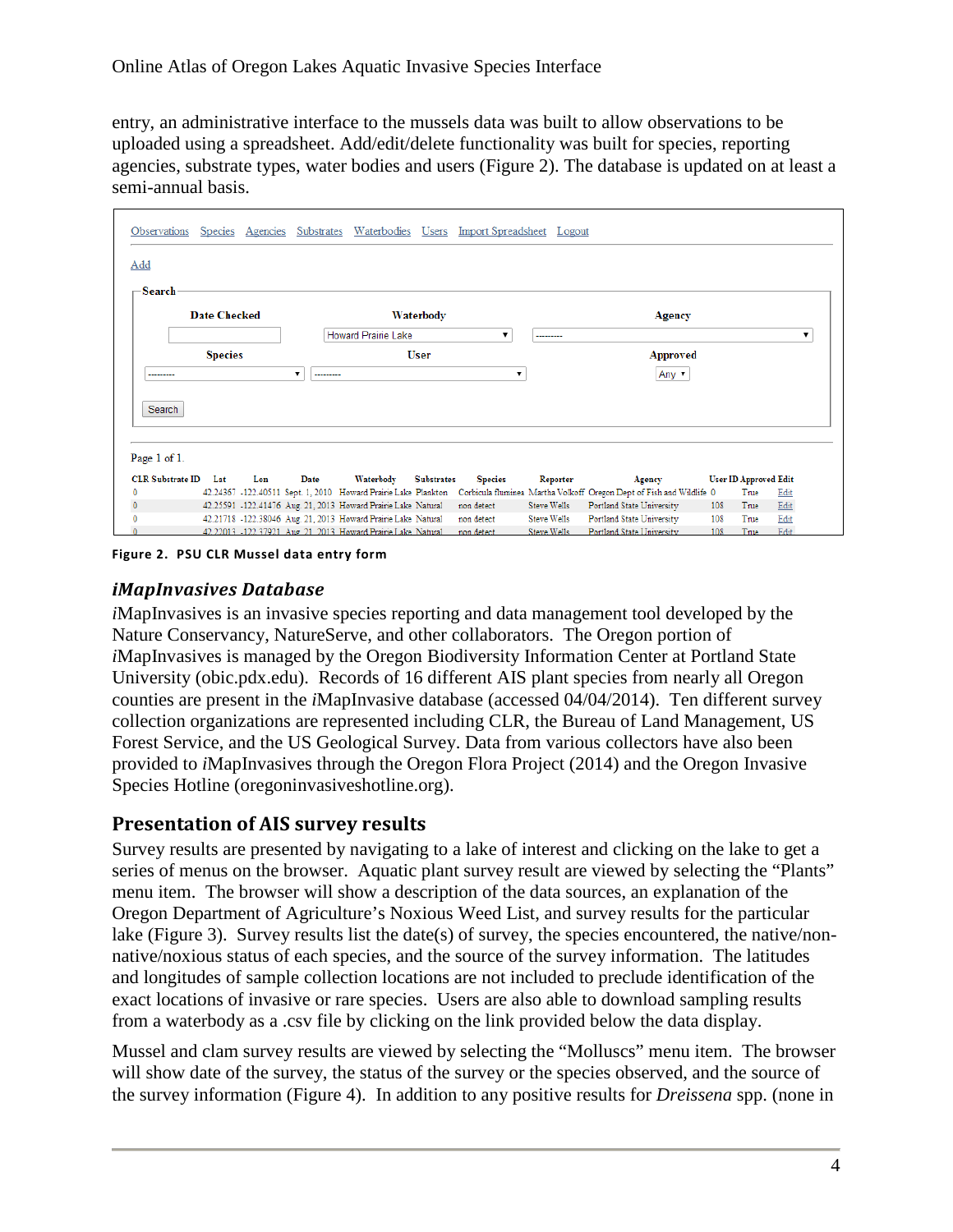entry, an administrative interface to the mussels data was built to allow observations to be uploaded using a spreadsheet. Add/edit/delete functionality was built for species, reporting agencies, substrate types, water bodies and users (Figure 2). The database is updated on at least a semi-annual basis.

Observations Species Agencies Substrates Waterbodies Users Import Spreadsheet Logout

Add

Search

Date Checked | Waterbody: Howard Prairie Lake | Agency: --------

Species: -------- | User: -------- | Approved: Any

Search

Page 1 of 1.

| CLR Substrate ID | Lat | Lon | Date | Waterbody | Substrates | Species | Reporter | Agency | User ID | Approved | Edit |
|---|---|---|---|---|---|---|---|---|---|---|---|
| 0 | 42.24367 | -122.40511 | Sept. 1, 2010 | Howard Prairie Lake | Plankton | Corbicula fluminea | Martha Volkoff | Oregon Dept of Fish and Wildlife | 0 | True | Edit |
| 0 | 42.25591 | -122.41476 | Aug. 21, 2013 | Howard Prairie Lake | Natural | non detect | Steve Wells | Portland State University | 108 | True | Edit |
| 0 | 42.21718 | -122.38046 | Aug. 21, 2013 | Howard Prairie Lake | Natural | non detect | Steve Wells | Portland State University | 108 | True | Edit |
| 0 | 42.22013 | -122.37921 | Aug. 21, 2013 | Howard Prairie Lake | Natural | non detect | Steve Wells | Portland State University | 108 | True | Edit |

**Figure 2. PSU CLR Mussel data entry form**

## *i*MapInvasives Database

*i*MapInvasives is an invasive species reporting and data management tool developed by the Nature Conservancy, NatureServe, and other collaborators. The Oregon portion of *i*MapInvasives is managed by the Oregon Biodiversity Information Center at Portland State University (obic.pdx.edu). Records of 16 different AIS plant species from nearly all Oregon counties are present in the *i*MapInvasive database (accessed 04/04/2014). Ten different survey collection organizations are represented including CLR, the Bureau of Land Management, US Forest Service, and the US Geological Survey. Data from various collectors have also been provided to *i*MapInvasives through the Oregon Flora Project (2014) and the Oregon Invasive Species Hotline (oregoninvasiveshotline.org).

## Presentation of AIS survey results

Survey results are presented by navigating to a lake of interest and clicking on the lake to get a series of menus on the browser. Aquatic plant survey result are viewed by selecting the "Plants" menu item. The browser will show a description of the data sources, an explanation of the Oregon Department of Agriculture's Noxious Weed List, and survey results for the particular lake (Figure 3). Survey results list the date(s) of survey, the species encountered, the native/non-native/noxious status of each species, and the source of the survey information. The latitudes and longitudes of sample collection locations are not included to preclude identification of the exact locations of invasive or rare species. Users are also able to download sampling results from a waterbody as a .csv file by clicking on the link provided below the data display.

Mussel and clam survey results are viewed by selecting the "Molluscs" menu item. The browser will show date of the survey, the status of the survey or the species observed, and the source of the survey information (Figure 4). In addition to any positive results for *Dreissena* spp. (none in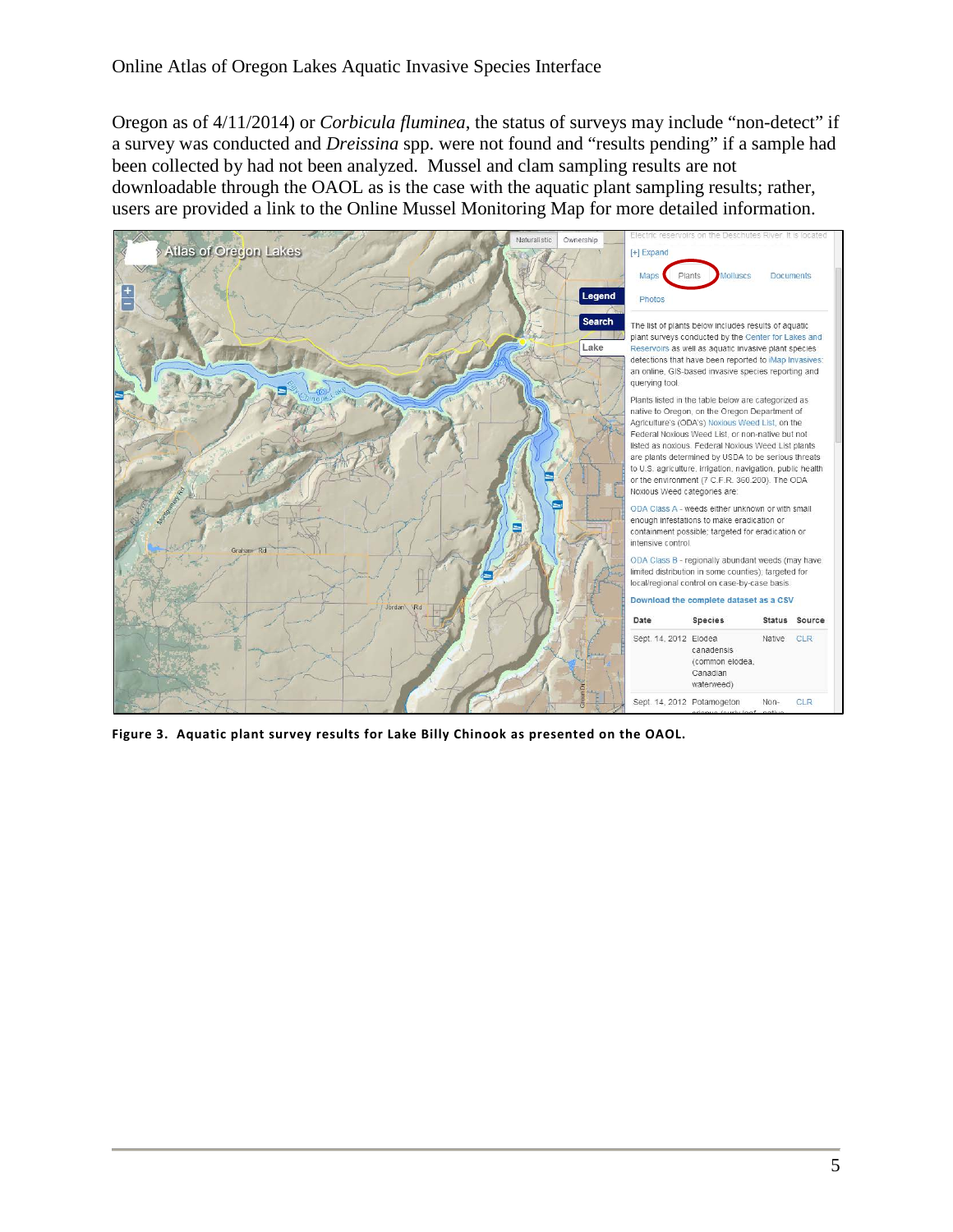Oregon as of 4/11/2014) or *Corbicula fluminea*, the status of surveys may include "non-detect" if a survey was conducted and *Dreissina* spp. were not found and "results pending" if a sample had been collected by had not been analyzed. Mussel and clam sampling results are not downloadable through the OAOL as is the case with the aquatic plant sampling results; rather, users are provided a link to the Online Mussel Monitoring Map for more detailed information.

**Figure 3. Aquatic plant survey results for Lake Billy Chinook as presented on the OAOL.**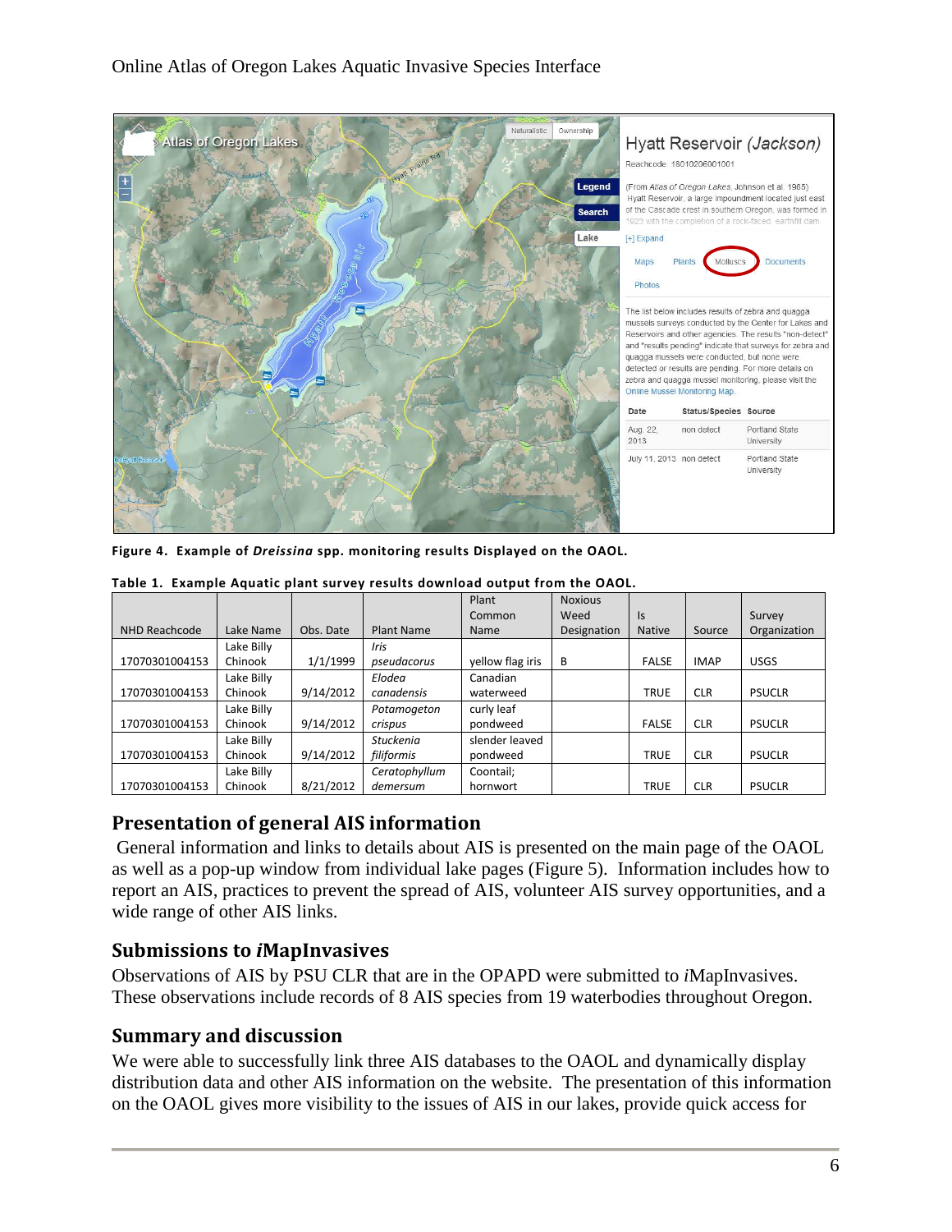Figure 4. Example of ***Dreissina*** **spp. monitoring results Displayed on the OAOL.**

**Table 1. Example Aquatic plant survey results download output from the OAOL.**

| NHD Reachcode | Lake Name | Obs. Date | Plant Name | Plant Common Name | Noxious Weed Designation | Is Native | Source | Survey Organization |
|---|---|---|---|---|---|---|---|---|
| 17070301004153 | Lake Billy Chinook | 1/1/1999 | *Iris pseudacorus* | yellow flag iris | B | FALSE | IMAP | USGS |
| 17070301004153 | Lake Billy Chinook | 9/14/2012 | *Elodea canadensis* | Canadian waterweed | | TRUE | CLR | PSUCLR |
| 17070301004153 | Lake Billy Chinook | 9/14/2012 | *Potamogeton crispus* | curly leaf pondweed | | FALSE | CLR | PSUCLR |
| 17070301004153 | Lake Billy Chinook | 9/14/2012 | *Stuckenia filiformis* | slender leaved pondweed | | TRUE | CLR | PSUCLR |
| 17070301004153 | Lake Billy Chinook | 8/21/2012 | *Ceratophyllum demersum* | Coontail; hornwort | | TRUE | CLR | PSUCLR |

## Presentation of general AIS information

General information and links to details about AIS is presented on the main page of the OAOL as well as a pop-up window from individual lake pages (Figure 5). Information includes how to report an AIS, practices to prevent the spread of AIS, volunteer AIS survey opportunities, and a wide range of other AIS links.

## Submissions to *i*MapInvasives

Observations of AIS by PSU CLR that are in the OPAPD were submitted to *i*MapInvasives. These observations include records of 8 AIS species from 19 waterbodies throughout Oregon.

## Summary and discussion

We were able to successfully link three AIS databases to the OAOL and dynamically display distribution data and other AIS information on the website. The presentation of this information on the OAOL gives more visibility to the issues of AIS in our lakes, provide quick access for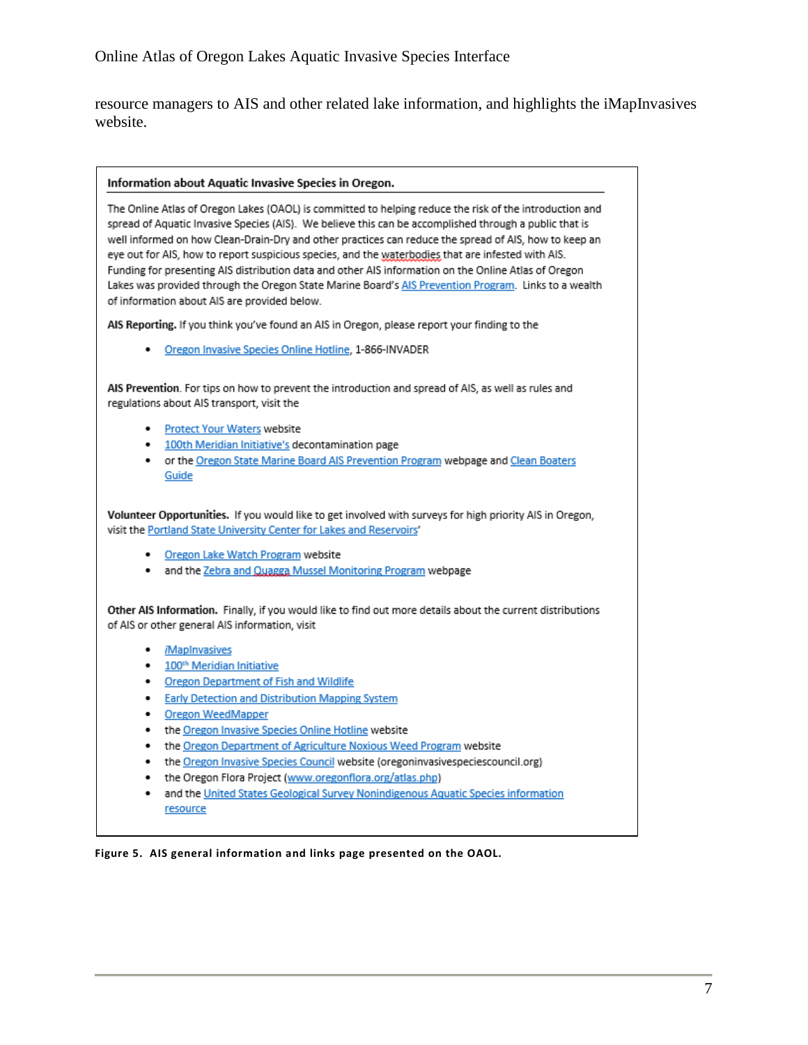resource managers to AIS and other related lake information, and highlights the iMapInvasives website.

**Information about Aquatic Invasive Species in Oregon.**

The Online Atlas of Oregon Lakes (OAOL) is committed to helping reduce the risk of the introduction and spread of Aquatic Invasive Species (AIS). We believe this can be accomplished through a public that is well informed on how Clean-Drain-Dry and other practices can reduce the spread of AIS, how to keep an eye out for AIS, how to report suspicious species, and the waterbodies that are infested with AIS. Funding for presenting AIS distribution data and other AIS information on the Online Atlas of Oregon Lakes was provided through the Oregon State Marine Board's AIS Prevention Program. Links to a wealth of information about AIS are provided below.

**AIS Reporting.** If you think you've found an AIS in Oregon, please report your finding to the

- Oregon Invasive Species Online Hotline, 1-866-INVADER

**AIS Prevention**. For tips on how to prevent the introduction and spread of AIS, as well as rules and regulations about AIS transport, visit the

- Protect Your Waters website
- 100th Meridian Initiative's decontamination page
- or the Oregon State Marine Board AIS Prevention Program webpage and Clean Boaters Guide

**Volunteer Opportunities.** If you would like to get involved with surveys for high priority AIS in Oregon, visit the Portland State University Center for Lakes and Reservoirs'

- Oregon Lake Watch Program website
- and the Zebra and Quagga Mussel Monitoring Program webpage

**Other AIS Information.** Finally, if you would like to find out more details about the current distributions of AIS or other general AIS information, visit

- iMapInvasives
- 100th Meridian Initiative
- Oregon Department of Fish and Wildlife
- Early Detection and Distribution Mapping System
- Oregon WeedMapper
- the Oregon Invasive Species Online Hotline website
- the Oregon Department of Agriculture Noxious Weed Program website
- the Oregon Invasive Species Council website (oregoninvasivespeciescouncil.org)
- the Oregon Flora Project (www.oregonflora.org/atlas.php)
- and the United States Geological Survey Nonindigenous Aquatic Species information resource

**Figure 5. AIS general information and links page presented on the OAOL.**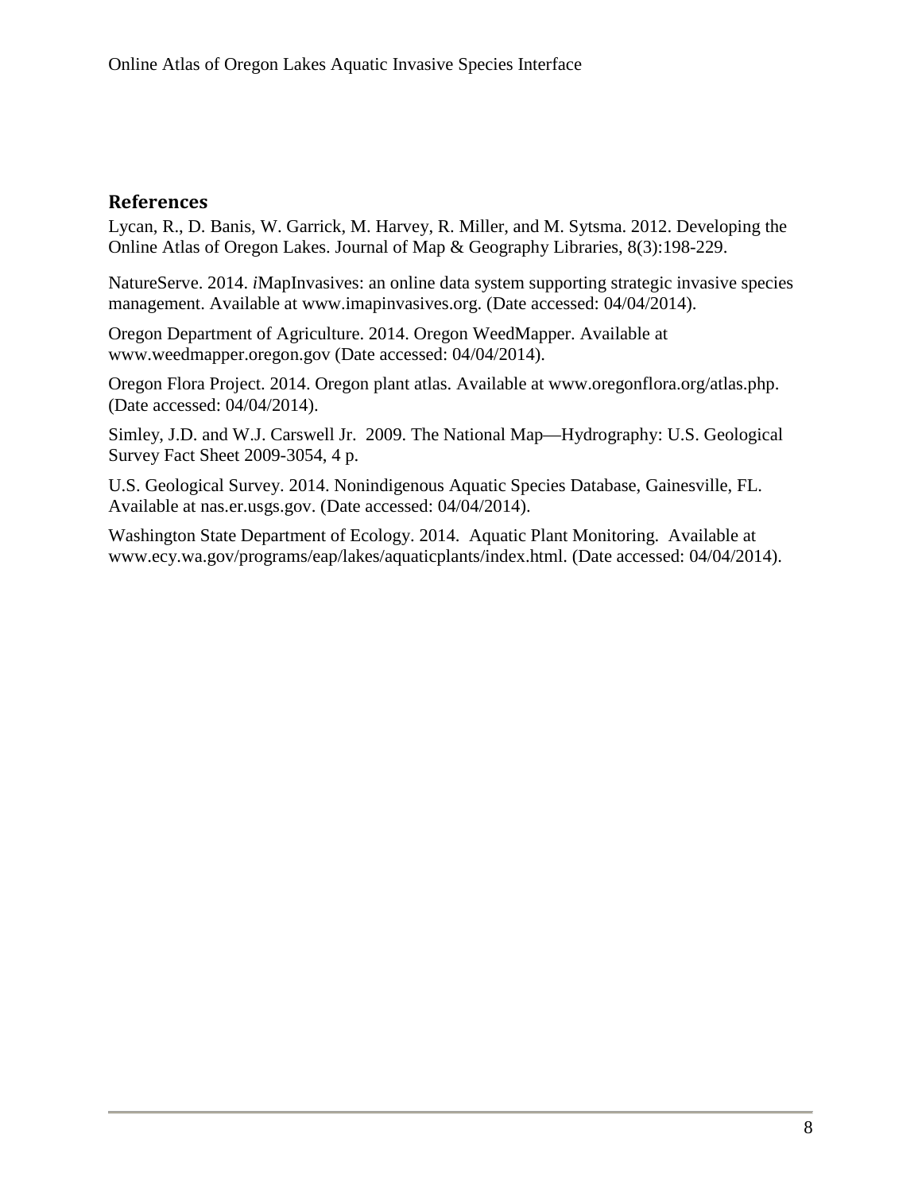## References

Lycan, R., D. Banis, W. Garrick, M. Harvey, R. Miller, and M. Sytsma. 2012. Developing the Online Atlas of Oregon Lakes. Journal of Map & Geography Libraries, 8(3):198-229.

NatureServe. 2014. *i*MapInvasives: an online data system supporting strategic invasive species management. Available at www.imapinvasives.org. (Date accessed: 04/04/2014).

Oregon Department of Agriculture. 2014. Oregon WeedMapper. Available at www.weedmapper.oregon.gov (Date accessed: 04/04/2014).

Oregon Flora Project. 2014. Oregon plant atlas. Available at www.oregonflora.org/atlas.php. (Date accessed: 04/04/2014).

Simley, J.D. and W.J. Carswell Jr. 2009. The National Map—Hydrography: U.S. Geological Survey Fact Sheet 2009-3054, 4 p.

U.S. Geological Survey. 2014. Nonindigenous Aquatic Species Database, Gainesville, FL. Available at nas.er.usgs.gov. (Date accessed: 04/04/2014).

Washington State Department of Ecology. 2014. Aquatic Plant Monitoring. Available at www.ecy.wa.gov/programs/eap/lakes/aquaticplants/index.html. (Date accessed: 04/04/2014).